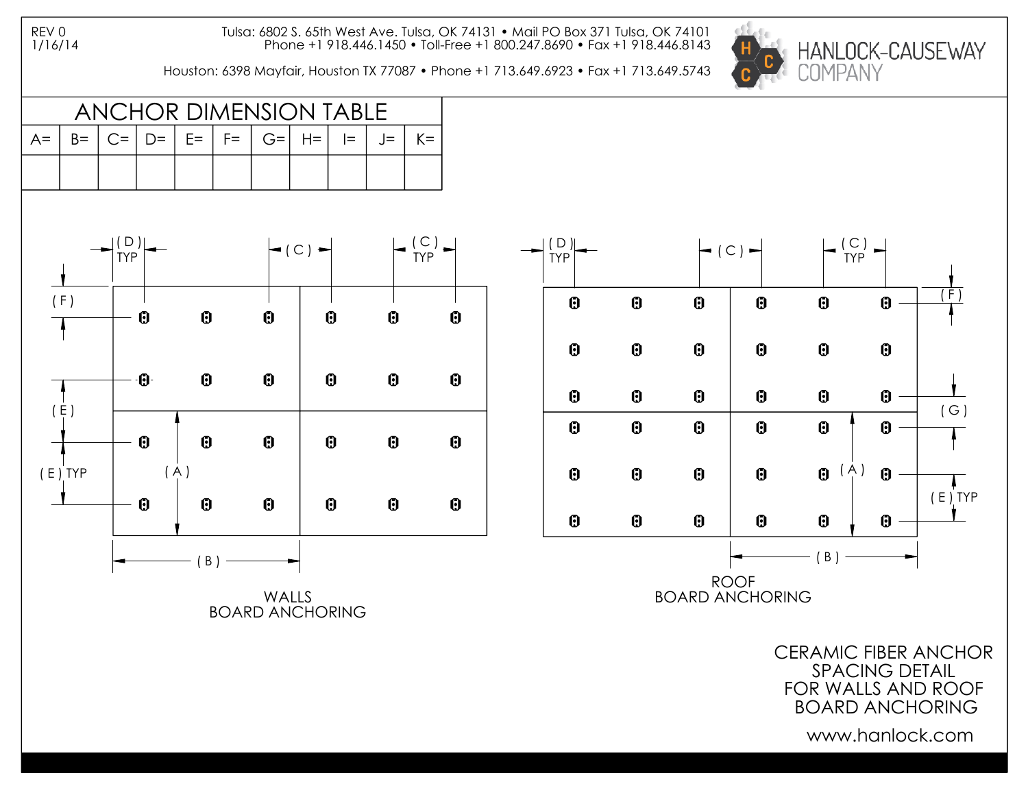REV 0
1/16/14

Tulsa: 6802 S. 65th West Ave. Tulsa, OK 74131 • Mail PO Box 371 Tulsa, OK 74101
Phone +1 918.446.1450 • Toll-Free +1 800.247.8690 • Fax +1 918.446.8143

Houston: 6398 Mayfair, Houston TX 77087 • Phone +1 713.649.6923 • Fax +1 713.649.5743

HANLOCK-CAUSEWAY COMPANY

## ANCHOR DIMENSION TABLE

| A= | B= | C= | D= | E= | F= | G= | H= | I= | J= | K= |
|---|---|---|---|---|---|---|---|---|---|---|
| | | | | | | | | | | |

( D ) TYP ( C ) ( C ) TYP ( F ) ( E ) ( E ) TYP ( A ) ( B )

WALLS
BOARD ANCHORING

( D ) TYP ( C ) ( C ) TYP ( F ) ( G ) ( A ) ( E ) TYP ( B )

ROOF
BOARD ANCHORING

CERAMIC FIBER ANCHOR
SPACING DETAIL
FOR WALLS AND ROOF
BOARD ANCHORING

www.hanlock.com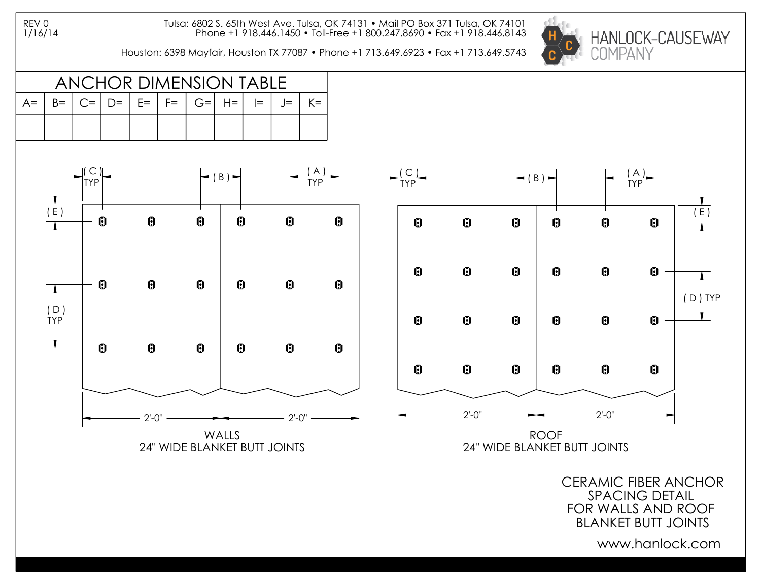REV 0
1/16/14

Tulsa: 6802 S. 65th West Ave. Tulsa, OK 74131 • Mail PO Box 371 Tulsa, OK 74101
Phone +1 918.446.1450 • Toll-Free +1 800.247.8690 • Fax +1 918.446.8143

Houston: 6398 Mayfair, Houston TX 77087 • Phone +1 713.649.6923 • Fax +1 713.649.5743

HANLOCK-CAUSEWAY COMPANY

## ANCHOR DIMENSION TABLE

| A= | B= | C= | D= | E= | F= | G= | H= | I= | J= | K= |
|---|---|---|---|---|---|---|---|---|---|---|
| | | | | | | | | | | |

( C ) TYP ( B ) ( A ) TYP ( E ) ( D ) TYP

2'-0" 2'-0"

WALLS
24" WIDE BLANKET BUTT JOINTS

( C ) TYP ( B ) ( A ) TYP ( E ) ( D ) TYP

2'-0" 2'-0"

ROOF
24" WIDE BLANKET BUTT JOINTS

CERAMIC FIBER ANCHOR SPACING DETAIL FOR WALLS AND ROOF BLANKET BUTT JOINTS

www.hanlock.com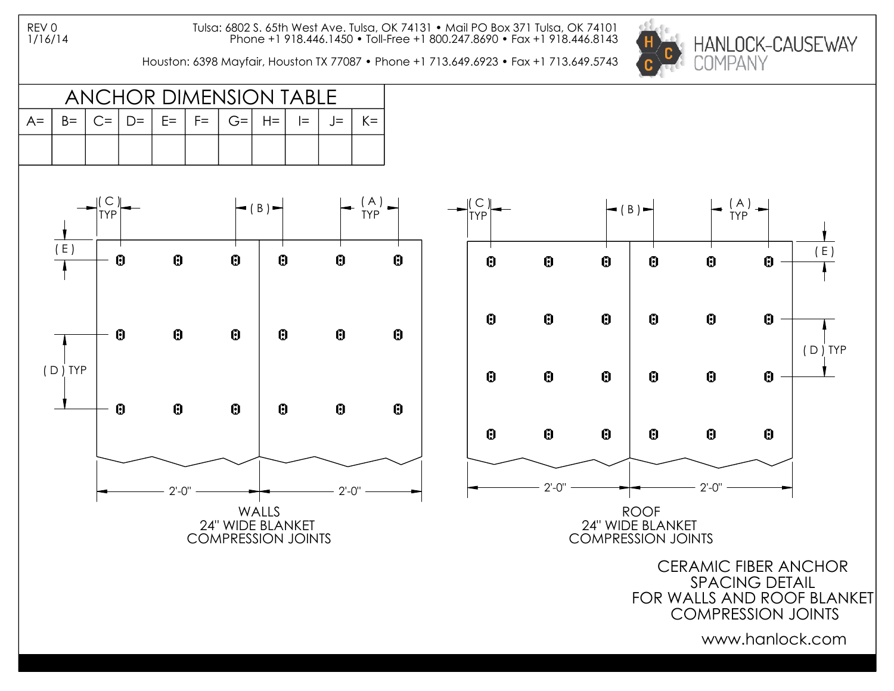REV 0
1/16/14

Tulsa: 6802 S. 65th West Ave. Tulsa, OK 74131 • Mail PO Box 371 Tulsa, OK 74101
Phone +1 918.446.1450 • Toll-Free +1 800.247.8690 • Fax +1 918.446.8143

Houston: 6398 Mayfair, Houston TX 77087 • Phone +1 713.649.6923 • Fax +1 713.649.5743

HANLOCK-CAUSEWAY COMPANY

## ANCHOR DIMENSION TABLE

| A= | B= | C= | D= | E= | F= | G= | H= | I= | J= | K= |
|---|---|---|---|---|---|---|---|---|---|---|
| | | | | | | | | | | |

( C ) TYP ( B ) ( A ) TYP ( E ) ( D ) TYP 2'-0" 2'-0"

WALLS
24" WIDE BLANKET
COMPRESSION JOINTS

( C ) TYP ( B ) ( A ) TYP ( E ) ( D ) TYP 2'-0" 2'-0"

ROOF
24" WIDE BLANKET
COMPRESSION JOINTS

CERAMIC FIBER ANCHOR
SPACING DETAIL
FOR WALLS AND ROOF BLANKET
COMPRESSION JOINTS

www.hanlock.com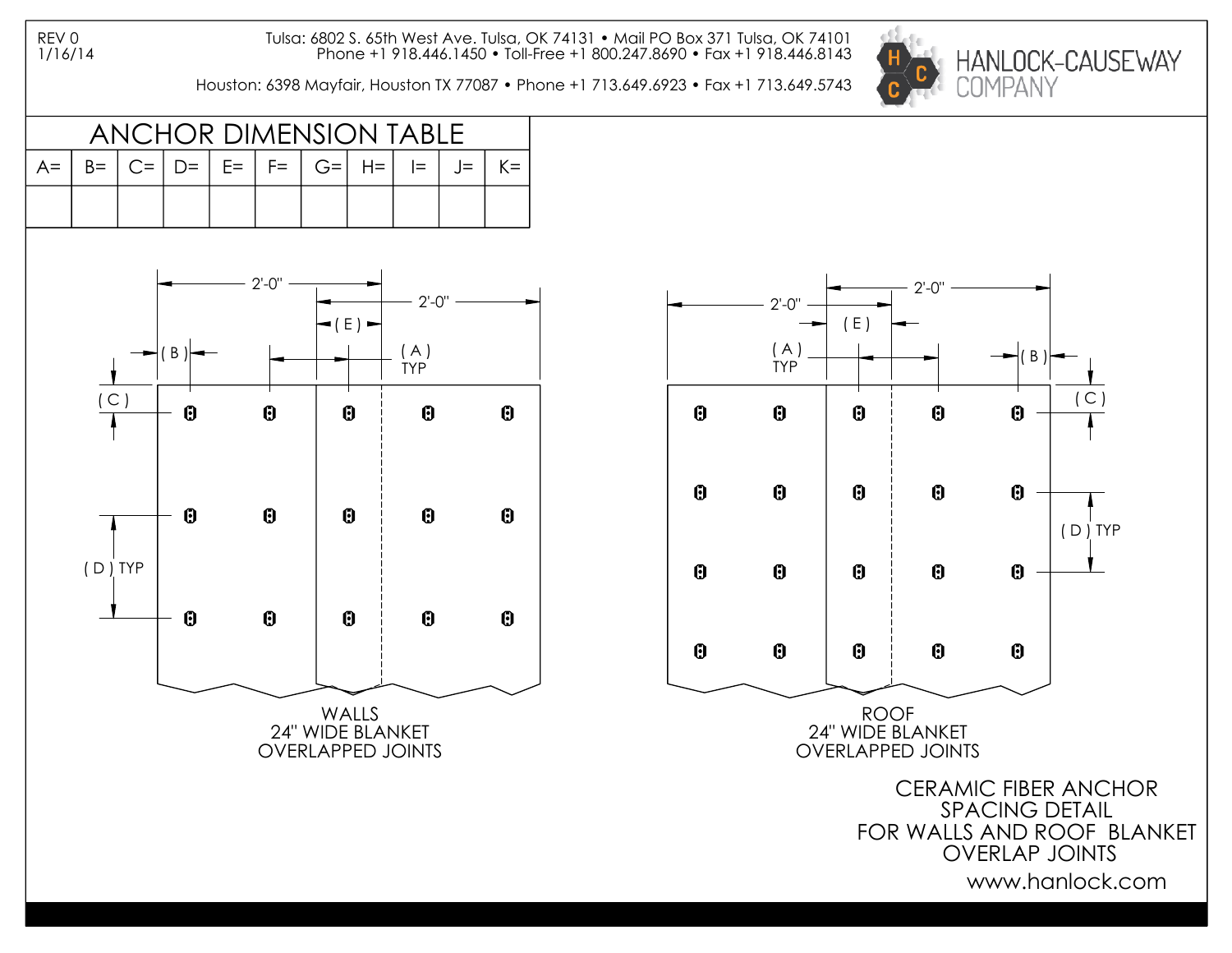REV 0
1/16/14

Tulsa: 6802 S. 65th West Ave. Tulsa, OK 74131 • Mail PO Box 371 Tulsa, OK 74101
Phone +1 918.446.1450 • Toll-Free +1 800.247.8690 • Fax +1 918.446.8143

Houston: 6398 Mayfair, Houston TX 77087 • Phone +1 713.649.6923 • Fax +1 713.649.5743

HANLOCK-CAUSEWAY COMPANY

## ANCHOR DIMENSION TABLE

| A= | B= | C= | D= | E= | F= | G= | H= | I= | J= | K= |
|---|---|---|---|---|---|---|---|---|---|---|
| | | | | | | | | | | |

2'-0"
2'-0"
( E )
( B )
( A ) TYP
( C )
( D ) TYP

WALLS
24" WIDE BLANKET
OVERLAPPED JOINTS

2'-0"
2'-0"
( E )
( A ) TYP
( B )
( C )
( D ) TYP

ROOF
24" WIDE BLANKET
OVERLAPPED JOINTS

CERAMIC FIBER ANCHOR
SPACING DETAIL
FOR WALLS AND ROOF BLANKET
OVERLAP JOINTS

www.hanlock.com